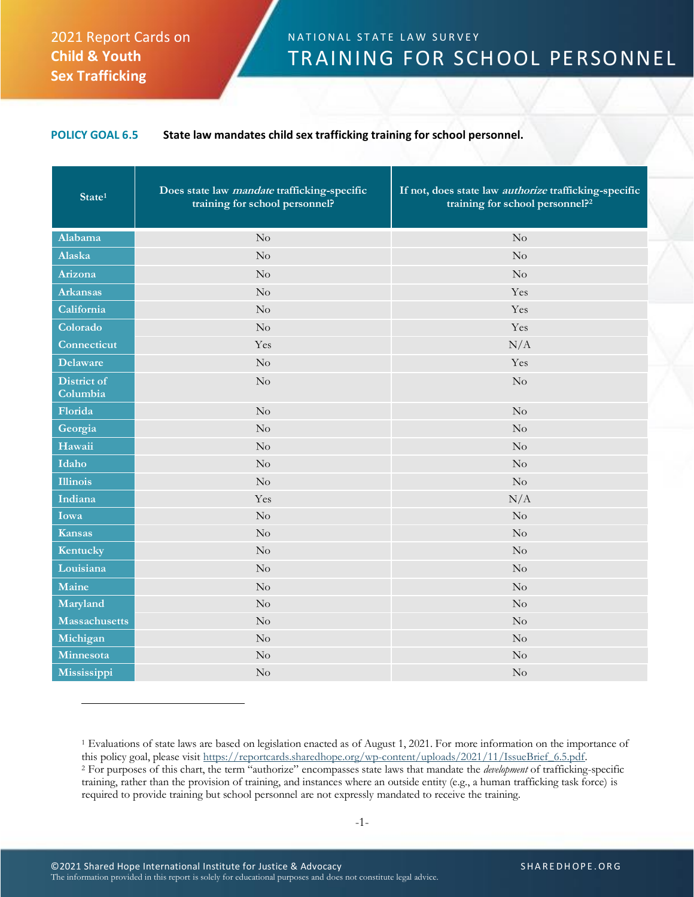2021 Report Cards on **Child & Youth Sex Trafficking**

NATIONAL STATE LAW SURVEY

# TRAINING FOR SCHOOL PERSONNEL

**POLICY GOAL 6.5** **State law mandates child sex trafficking training for school personnel.**

| State[1] | Does state law *mandate* trafficking-specific training for school personnel? | If not, does state law *authorize* trafficking-specific training for school personnel?[2] |
|---|---|---|
| Alabama | No | No |
| Alaska | No | No |
| Arizona | No | No |
| Arkansas | No | Yes |
| California | No | Yes |
| Colorado | No | Yes |
| Connecticut | Yes | N/A |
| Delaware | No | Yes |
| District of Columbia | No | No |
| Florida | No | No |
| Georgia | No | No |
| Hawaii | No | No |
| Idaho | No | No |
| Illinois | No | No |
| Indiana | Yes | N/A |
| Iowa | No | No |
| Kansas | No | No |
| Kentucky | No | No |
| Louisiana | No | No |
| Maine | No | No |
| Maryland | No | No |
| Massachusetts | No | No |
| Michigan | No | No |
| Minnesota | No | No |
| Mississippi | No | No |

[1] Evaluations of state laws are based on legislation enacted as of August 1, 2021. For more information on the importance of this policy goal, please visit https://reportcards.sharedhope.org/wp-content/uploads/2021/11/IssueBrief_6.5.pdf.
[2] For purposes of this chart, the term "authorize" encompasses state laws that mandate the *development* of trafficking-specific training, rather than the provision of training, and instances where an outside entity (e.g., a human trafficking task force) is required to provide training but school personnel are not expressly mandated to receive the training.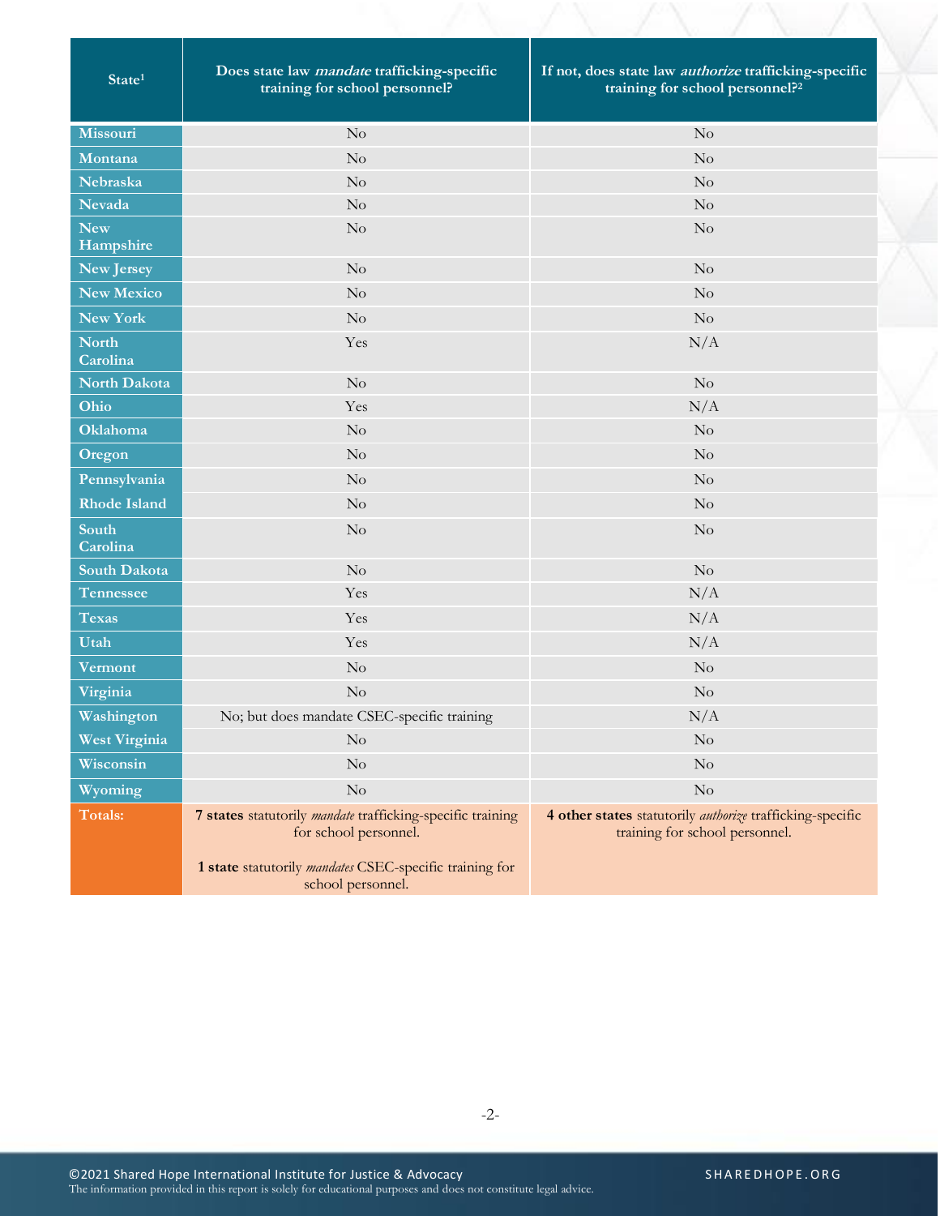| State[1] | Does state law *mandate* trafficking-specific training for school personnel? | If not, does state law *authorize* trafficking-specific training for school personnel?[2] |
|---|---|---|
| **Missouri** | No | No |
| **Montana** | No | No |
| **Nebraska** | No | No |
| **Nevada** | No | No |
| **New Hampshire** | No | No |
| **New Jersey** | No | No |
| **New Mexico** | No | No |
| **New York** | No | No |
| **North Carolina** | Yes | N/A |
| **North Dakota** | No | No |
| **Ohio** | Yes | N/A |
| **Oklahoma** | No | No |
| **Oregon** | No | No |
| **Pennsylvania** | No | No |
| **Rhode Island** | No | No |
| **South Carolina** | No | No |
| **South Dakota** | No | No |
| **Tennessee** | Yes | N/A |
| **Texas** | Yes | N/A |
| **Utah** | Yes | N/A |
| **Vermont** | No | No |
| **Virginia** | No | No |
| **Washington** | No; but does mandate CSEC-specific training | N/A |
| **West Virginia** | No | No |
| **Wisconsin** | No | No |
| **Wyoming** | No | No |
| **Totals:** | **7 states** statutorily *mandate* trafficking-specific training for school personnel.<br><br>**1 state** statutorily *mandates* CSEC-specific training for school personnel. | **4 other states** statutorily *authorize* trafficking-specific training for school personnel. |

©2021 Shared Hope International Institute for Justice & Advocacy
The information provided in this report is solely for educational purposes and does not constitute legal advice.

SHAREDHOPE.ORG